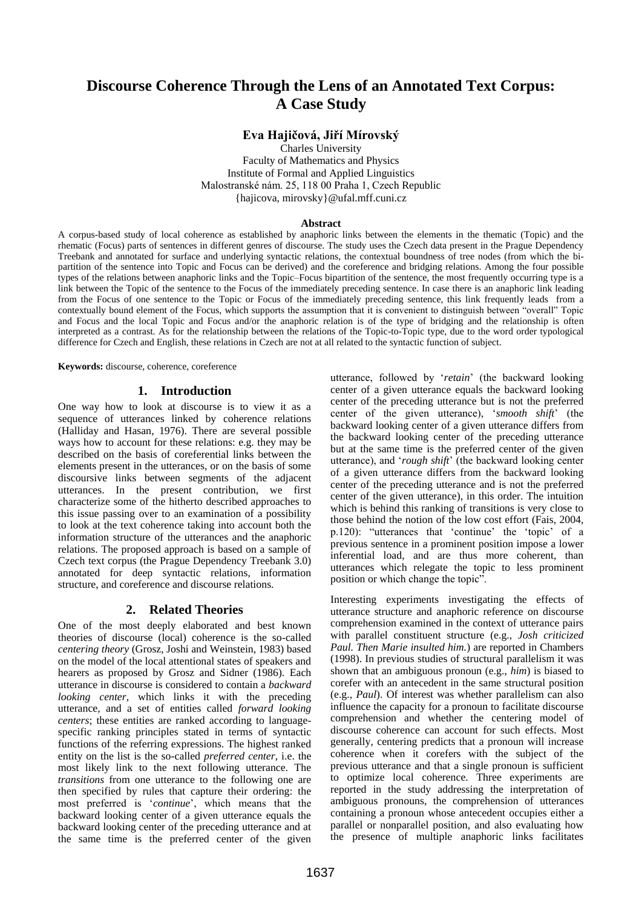# Discourse Coherence Through the Lens of an Annotated Text Corpus: A Case Study

**Eva Hajičová, Jiří Mírovský**

Charles University
Faculty of Mathematics and Physics
Institute of Formal and Applied Linguistics
Malostranské nám. 25, 118 00 Praha 1, Czech Republic
{hajicova, mirovsky}@ufal.mff.cuni.cz

### Abstract

A corpus-based study of local coherence as established by anaphoric links between the elements in the thematic (Topic) and the rhematic (Focus) parts of sentences in different genres of discourse. The study uses the Czech data present in the Prague Dependency Treebank and annotated for surface and underlying syntactic relations, the contextual boundness of tree nodes (from which the bi-partition of the sentence into Topic and Focus can be derived) and the coreference and bridging relations. Among the four possible types of the relations between anaphoric links and the Topic–Focus bipartition of the sentence, the most frequently occurring type is a link between the Topic of the sentence to the Focus of the immediately preceding sentence. In case there is an anaphoric link leading from the Focus of one sentence to the Topic or Focus of the immediately preceding sentence, this link frequently leads from a contextually bound element of the Focus, which supports the assumption that it is convenient to distinguish between "overall" Topic and Focus and the local Topic and Focus and/or the anaphoric relation is of the type of bridging and the relationship is often interpreted as a contrast. As for the relationship between the relations of the Topic-to-Topic type, due to the word order typological difference for Czech and English, these relations in Czech are not at all related to the syntactic function of subject.

**Keywords:** discourse, coherence, coreference

## 1. Introduction

One way how to look at discourse is to view it as a sequence of utterances linked by coherence relations (Halliday and Hasan, 1976). There are several possible ways how to account for these relations: e.g. they may be described on the basis of coreferential links between the elements present in the utterances, or on the basis of some discoursive links between segments of the adjacent utterances. In the present contribution, we first characterize some of the hitherto described approaches to this issue passing over to an examination of a possibility to look at the text coherence taking into account both the information structure of the utterances and the anaphoric relations. The proposed approach is based on a sample of Czech text corpus (the Prague Dependency Treebank 3.0) annotated for deep syntactic relations, information structure, and coreference and discourse relations.

## 2. Related Theories

One of the most deeply elaborated and best known theories of discourse (local) coherence is the so-called *centering theory* (Grosz, Joshi and Weinstein, 1983) based on the model of the local attentional states of speakers and hearers as proposed by Grosz and Sidner (1986). Each utterance in discourse is considered to contain a *backward looking center*, which links it with the preceding utterance, and a set of entities called *forward looking centers*; these entities are ranked according to language-specific ranking principles stated in terms of syntactic functions of the referring expressions. The highest ranked entity on the list is the so-called *preferred center*, i.e. the most likely link to the next following utterance. The *transitions* from one utterance to the following one are then specified by rules that capture their ordering: the most preferred is '*continue*', which means that the backward looking center of a given utterance equals the backward looking center of the preceding utterance and at the same time is the preferred center of the given utterance, followed by '*retain*' (the backward looking center of a given utterance equals the backward looking center of the preceding utterance but is not the preferred center of the given utterance), '*smooth shift*' (the backward looking center of a given utterance differs from the backward looking center of the preceding utterance but at the same time is the preferred center of the given utterance), and '*rough shift*' (the backward looking center of a given utterance differs from the backward looking center of the preceding utterance and is not the preferred center of the given utterance), in this order. The intuition which is behind this ranking of transitions is very close to those behind the notion of the low cost effort (Fais, 2004, p.120): "utterances that 'continue' the 'topic' of a previous sentence in a prominent position impose a lower inferential load, and are thus more coherent, than utterances which relegate the topic to less prominent position or which change the topic".

Interesting experiments investigating the effects of utterance structure and anaphoric reference on discourse comprehension examined in the context of utterance pairs with parallel constituent structure (e.g., *Josh criticized Paul. Then Marie insulted him.*) are reported in Chambers (1998). In previous studies of structural parallelism it was shown that an ambiguous pronoun (e.g., *him*) is biased to corefer with an antecedent in the same structural position (e.g., *Paul*). Of interest was whether parallelism can also influence the capacity for a pronoun to facilitate discourse comprehension and whether the centering model of discourse coherence can account for such effects. Most generally, centering predicts that a pronoun will increase coherence when it corefers with the subject of the previous utterance and that a single pronoun is sufficient to optimize local coherence. Three experiments are reported in the study addressing the interpretation of ambiguous pronouns, the comprehension of utterances containing a pronoun whose antecedent occupies either a parallel or nonparallel position, and also evaluating how the presence of multiple anaphoric links facilitates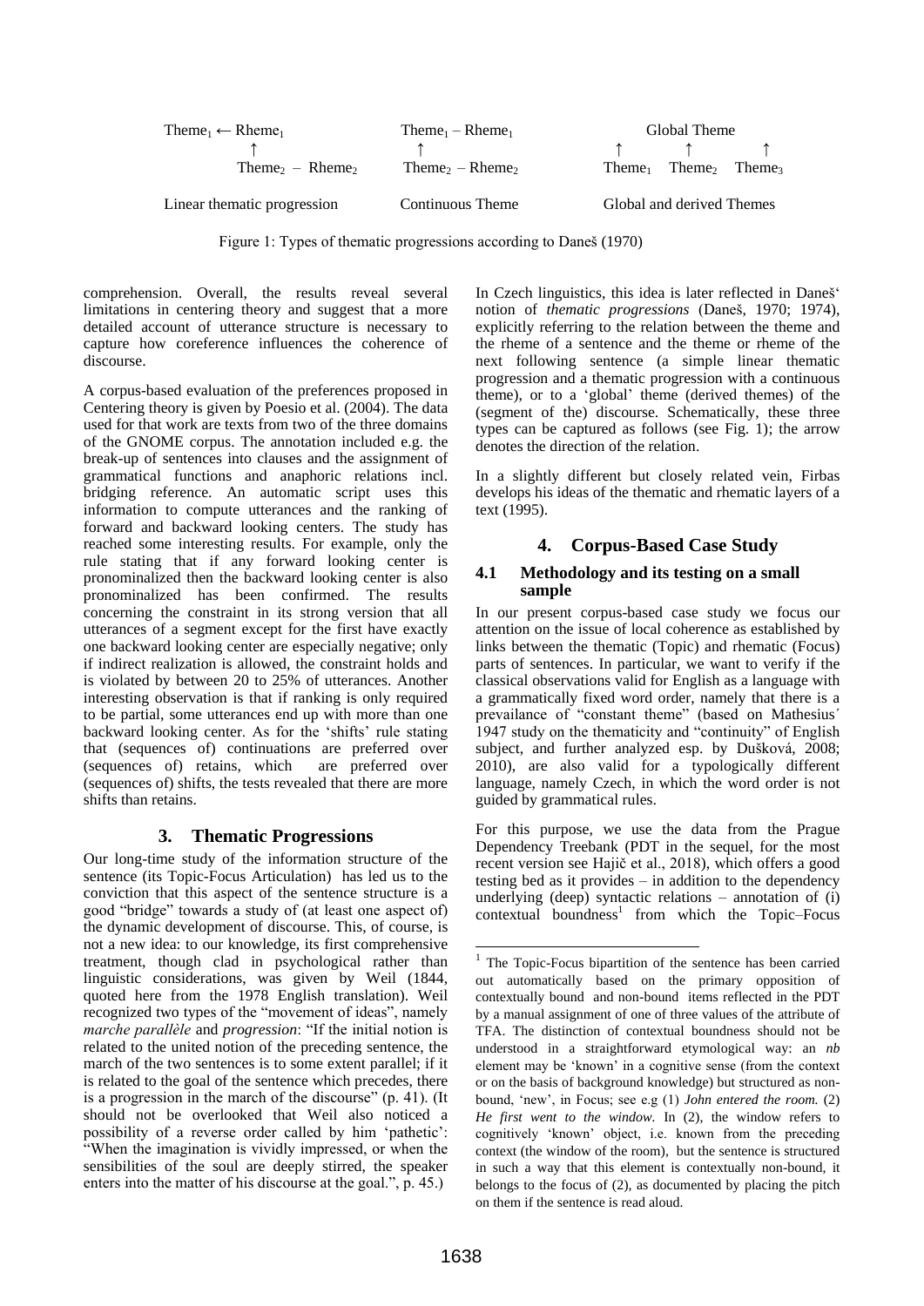| Theme$_1$ ← Rheme$_1$ | Theme$_1$ – Rheme$_1$ | Global Theme |
|---|---|---|
| ↑ | ↑ | ↑ ↑ ↑ |
| Theme$_2$ – Rheme$_2$ | Theme$_2$ – Rheme$_2$ | Theme$_1$ Theme$_2$ Theme$_3$ |
| Linear thematic progression | Continuous Theme | Global and derived Themes |

Figure 1: Types of thematic progressions according to Daneš (1970)

comprehension. Overall, the results reveal several limitations in centering theory and suggest that a more detailed account of utterance structure is necessary to capture how coreference influences the coherence of discourse.

A corpus-based evaluation of the preferences proposed in Centering theory is given by Poesio et al. (2004). The data used for that work are texts from two of the three domains of the GNOME corpus. The annotation included e.g. the break-up of sentences into clauses and the assignment of grammatical functions and anaphoric relations incl. bridging reference. An automatic script uses this information to compute utterances and the ranking of forward and backward looking centers. The study has reached some interesting results. For example, only the rule stating that if any forward looking center is pronominalized then the backward looking center is also pronominalized has been confirmed. The results concerning the constraint in its strong version that all utterances of a segment except for the first have exactly one backward looking center are especially negative; only if indirect realization is allowed, the constraint holds and is violated by between 20 to 25% of utterances. Another interesting observation is that if ranking is only required to be partial, some utterances end up with more than one backward looking center. As for the 'shifts' rule stating that (sequences of) continuations are preferred over (sequences of) retains, which are preferred over (sequences of) shifts, the tests revealed that there are more shifts than retains.

## 3. Thematic Progressions

Our long-time study of the information structure of the sentence (its Topic-Focus Articulation) has led us to the conviction that this aspect of the sentence structure is a good "bridge" towards a study of (at least one aspect of) the dynamic development of discourse. This, of course, is not a new idea: to our knowledge, its first comprehensive treatment, though clad in psychological rather than linguistic considerations, was given by Weil (1844, quoted here from the 1978 English translation). Weil recognized two types of the "movement of ideas", namely *marche parallèle* and *progression*: "If the initial notion is related to the united notion of the preceding sentence, the march of the two sentences is to some extent parallel; if it is related to the goal of the sentence which precedes, there is a progression in the march of the discourse" (p. 41). (It should not be overlooked that Weil also noticed a possibility of a reverse order called by him 'pathetic': "When the imagination is vividly impressed, or when the sensibilities of the soul are deeply stirred, the speaker enters into the matter of his discourse at the goal.", p. 45.)

In Czech linguistics, this idea is later reflected in Daneš' notion of *thematic progressions* (Daneš, 1970; 1974), explicitly referring to the relation between the theme and the rheme of a sentence and the theme or rheme of the next following sentence (a simple linear thematic progression and a thematic progression with a continuous theme), or to a 'global' theme (derived themes) of the (segment of the) discourse. Schematically, these three types can be captured as follows (see Fig. 1); the arrow denotes the direction of the relation.

In a slightly different but closely related vein, Firbas develops his ideas of the thematic and rhematic layers of a text (1995).

## 4. Corpus-Based Case Study

### 4.1 Methodology and its testing on a small sample

In our present corpus-based case study we focus our attention on the issue of local coherence as established by links between the thematic (Topic) and rhematic (Focus) parts of sentences. In particular, we want to verify if the classical observations valid for English as a language with a grammatically fixed word order, namely that there is a prevailance of "constant theme" (based on Mathesius´ 1947 study on the thematicity and "continuity" of English subject, and further analyzed esp. by Dušková, 2008; 2010), are also valid for a typologically different language, namely Czech, in which the word order is not guided by grammatical rules.

For this purpose, we use the data from the Prague Dependency Treebank (PDT in the sequel, for the most recent version see Hajič et al., 2018), which offers a good testing bed as it provides – in addition to the dependency underlying (deep) syntactic relations – annotation of (i) contextual boundness[1] from which the Topic–Focus

[1] The Topic-Focus bipartition of the sentence has been carried out automatically based on the primary opposition of contextually bound and non-bound items reflected in the PDT by a manual assignment of one of three values of the attribute of TFA. The distinction of contextual boundness should not be understood in a straightforward etymological way: an *nb* element may be 'known' in a cognitive sense (from the context or on the basis of background knowledge) but structured as non-bound, 'new', in Focus; see e.g (1) *John entered the room.* (2) *He first went to the window.* In (2), the window refers to cognitively 'known' object, i.e. known from the preceding context (the window of the room), but the sentence is structured in such a way that this element is contextually non-bound, it belongs to the focus of (2), as documented by placing the pitch on them if the sentence is read aloud.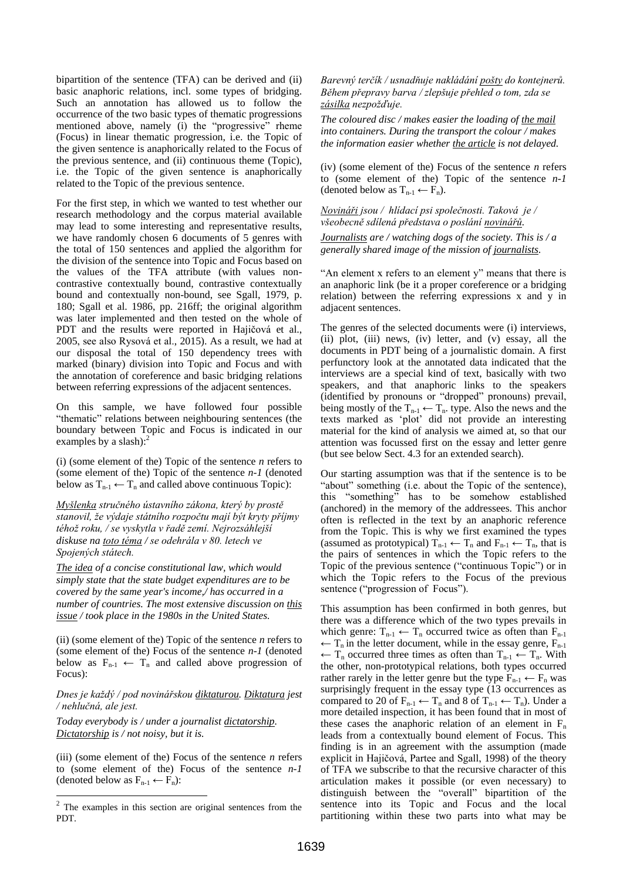bipartition of the sentence (TFA) can be derived and (ii) basic anaphoric relations, incl. some types of bridging. Such an annotation has allowed us to follow the occurrence of the two basic types of thematic progressions mentioned above, namely (i) the "progressive" rheme (Focus) in linear thematic progression, i.e. the Topic of the given sentence is anaphorically related to the Focus of the previous sentence, and (ii) continuous theme (Topic), i.e. the Topic of the given sentence is anaphorically related to the Topic of the previous sentence.

For the first step, in which we wanted to test whether our research methodology and the corpus material available may lead to some interesting and representative results, we have randomly chosen 6 documents of 5 genres with the total of 150 sentences and applied the algorithm for the division of the sentence into Topic and Focus based on the values of the TFA attribute (with values non-contrastive contextually bound, contrastive contextually bound and contextually non-bound, see Sgall, 1979, p. 180; Sgall et al. 1986, pp. 216ff; the original algorithm was later implemented and then tested on the whole of PDT and the results were reported in Hajičová et al., 2005, see also Rysová et al., 2015). As a result, we had at our disposal the total of 150 dependency trees with marked (binary) division into Topic and Focus and with the annotation of coreference and basic bridging relations between referring expressions of the adjacent sentences.

On this sample, we have followed four possible "thematic" relations between neighbouring sentences (the boundary between Topic and Focus is indicated in our examples by a slash):[2]

(i) (some element of the) Topic of the sentence *n* refers to (some element of the) Topic of the sentence *n-1* (denoted below as $T_{n-1} \leftarrow T_n$ and called above continuous Topic):

*<u>Myšlenka</u> stručného ústavního zákona, který by prostě stanovil, že výdaje státního rozpočtu mají být kryty příjmy téhož roku, / se vyskytla v řadě zemí. Nejrozsáhlejší diskuse na <u>toto téma</u> / se odehrála v 80. letech ve Spojených státech.*

***<u>The idea</u> of a concise constitutional law, which would simply state that the state budget expenditures are to be covered by the same year's income,/ has occurred in a number of countries. The most extensive discussion on <u>this issue</u> / took place in the 1980s in the United States.***

(ii) (some element of the) Topic of the sentence *n* refers to (some element of the) Focus of the sentence *n-1* (denoted below as $F_{n-1} \leftarrow T_n$ and called above progression of Focus):

*Dnes je každý / pod novinářskou <u>diktaturou</u>. <u>Diktatura</u> jest / nehlučná, ale jest.*

***Today everybody is / under a journalist <u>dictatorship</u>. <u>Dictatorship</u> is / not noisy, but it is.***

(iii) (some element of the) Focus of the sentence *n* refers to (some element of the) Focus of the sentence *n-1* (denoted below as $F_{n-1} \leftarrow F_n$):

*Barevný terčík / usnadňuje nakládání <u>pošty</u> do kontejnerů. Během přepravy barva / zlepšuje přehled o tom, zda se <u>zásilka</u> nezpožďuje.*

***The coloured disc / makes easier the loading of <u>the mail</u> into containers. During the transport the colour / makes the information easier whether <u>the article</u> is not delayed.***

(iv) (some element of the) Focus of the sentence *n* refers to (some element of the) Topic of the sentence *n-1* (denoted below as $T_{n-1} \leftarrow F_n$).

*<u>Novináři</u> jsou / hlídací psi společnosti. Taková je / všeobecně sdílená představa o poslání <u>novinářů</u>.*

***<u>Journalists</u> are / watching dogs of the society. This is / a generally shared image of the mission of <u>journalists</u>.***

"An element x refers to an element y" means that there is an anaphoric link (be it a proper coreference or a bridging relation) between the referring expressions x and y in adjacent sentences.

The genres of the selected documents were (i) interviews, (ii) plot, (iii) news, (iv) letter, and (v) essay, all the documents in PDT being of a journalistic domain. A first perfunctory look at the annotated data indicated that the interviews are a special kind of text, basically with two speakers, and that anaphoric links to the speakers (identified by pronouns or "dropped" pronouns) prevail, being mostly of the $T_{n-1} \leftarrow T_n$. type. Also the news and the texts marked as 'plot' did not provide an interesting material for the kind of analysis we aimed at, so that our attention was focussed first on the essay and letter genre (but see below Sect. 4.3 for an extended search).

Our starting assumption was that if the sentence is to be "about" something (i.e. about the Topic of the sentence), this "something" has to be somehow established (anchored) in the memory of the addressees. This anchor often is reflected in the text by an anaphoric reference from the Topic. This is why we first examined the types (assumed as prototypical) $T_{n-1} \leftarrow T_n$ and $F_{n-1} \leftarrow T_n$, that is the pairs of sentences in which the Topic refers to the Topic of the previous sentence ("continuous Topic") or in which the Topic refers to the Focus of the previous sentence ("progression of Focus").

This assumption has been confirmed in both genres, but there was a difference which of the two types prevails in which genre: $T_{n-1} \leftarrow T_n$ occurred twice as often than $F_{n-1} \leftarrow T_n$ in the letter document, while in the essay genre, $F_{n-1} \leftarrow T_n$ occurred three times as often than $T_{n-1} \leftarrow T_n$. With the other, non-prototypical relations, both types occurred rather rarely in the letter genre but the type $F_{n-1} \leftarrow F_n$ was surprisingly frequent in the essay type (13 occurrences as compared to 20 of $F_{n-1} \leftarrow T_n$ and 8 of $T_{n-1} \leftarrow T_n$). Under a more detailed inspection, it has been found that in most of these cases the anaphoric relation of an element in $F_n$ leads from a contextually bound element of Focus. This finding is in an agreement with the assumption (made explicit in Hajičová, Partee and Sgall, 1998) of the theory of TFA we subscribe to that the recursive character of this articulation makes it possible (or even necessary) to distinguish between the "overall" bipartition of the sentence into its Topic and Focus and the local partitioning within these two parts into what may be

[2] The examples in this section are original sentences from the PDT.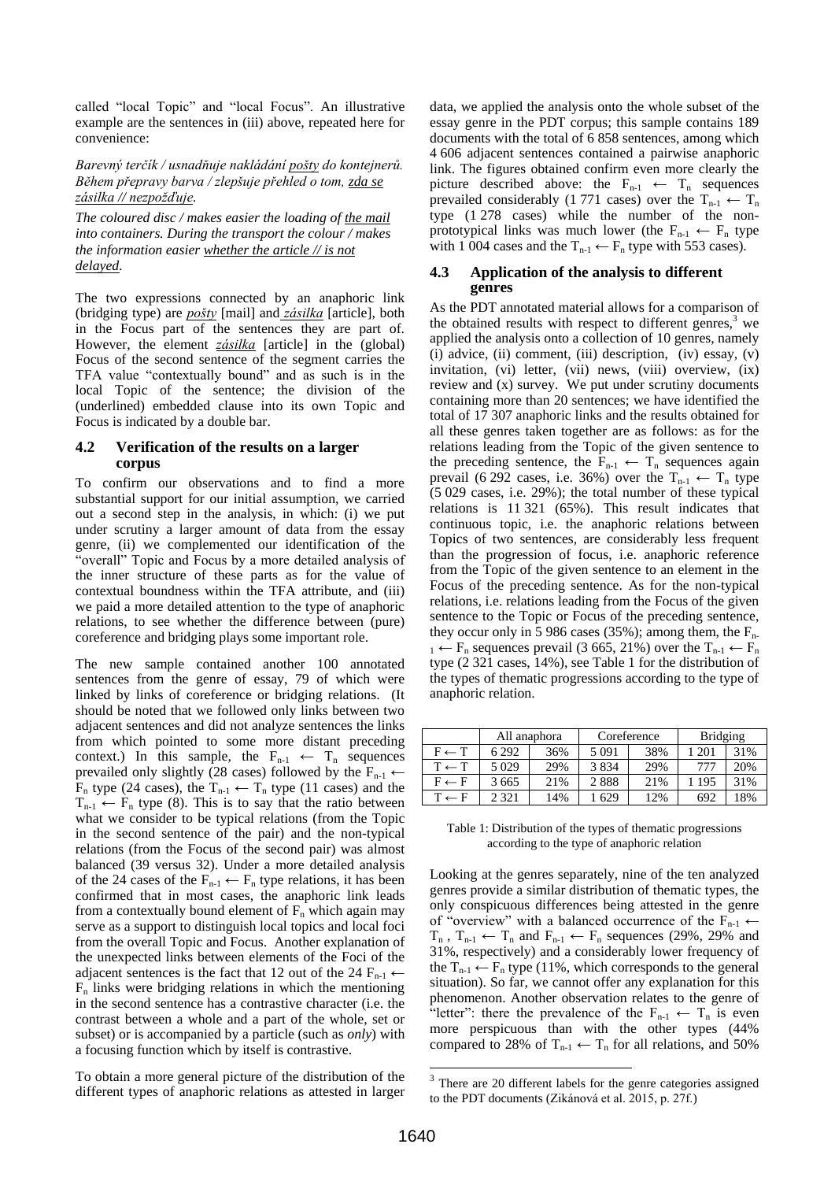called "local Topic" and "local Focus". An illustrative example are the sentences in (iii) above, repeated here for convenience:

*Barevný terčík / usnadňuje nakládání pošty do kontejnerů. Během přepravy barva / zlepšuje přehled o tom, zda se zásilka // nezpožďuje.*

*The coloured disc / makes easier the loading of the mail into containers. During the transport the colour / makes the information easier whether the article // is not delayed.*

The two expressions connected by an anaphoric link (bridging type) are *pošty* [mail] and *zásilka* [article], both in the Focus part of the sentences they are part of. However, the element *zásilka* [article] in the (global) Focus of the second sentence of the segment carries the TFA value "contextually bound" and as such is in the local Topic of the sentence; the division of the (underlined) embedded clause into its own Topic and Focus is indicated by a double bar.

### 4.2 Verification of the results on a larger corpus

To confirm our observations and to find a more substantial support for our initial assumption, we carried out a second step in the analysis, in which: (i) we put under scrutiny a larger amount of data from the essay genre, (ii) we complemented our identification of the "overall" Topic and Focus by a more detailed analysis of the inner structure of these parts as for the value of contextual boundness within the TFA attribute, and (iii) we paid a more detailed attention to the type of anaphoric relations, to see whether the difference between (pure) coreference and bridging plays some important role.

The new sample contained another 100 annotated sentences from the genre of essay, 79 of which were linked by links of coreference or bridging relations. (It should be noted that we followed only links between two adjacent sentences and did not analyze sentences the links from which pointed to some more distant preceding context.) In this sample, the $F_{n-1} \leftarrow T_n$ sequences prevailed only slightly (28 cases) followed by the $F_{n-1} \leftarrow F_n$ type (24 cases), the $T_{n-1} \leftarrow T_n$ type (11 cases) and the $T_{n-1} \leftarrow F_n$ type (8). This is to say that the ratio between what we consider to be typical relations (from the Topic in the second sentence of the pair) and the non-typical relations (from the Focus of the second pair) was almost balanced (39 versus 32). Under a more detailed analysis of the 24 cases of the $F_{n-1} \leftarrow F_n$ type relations, it has been confirmed that in most cases, the anaphoric link leads from a contextually bound element of $F_n$ which again may serve as a support to distinguish local topics and local foci from the overall Topic and Focus. Another explanation of the unexpected links between elements of the Foci of the adjacent sentences is the fact that 12 out of the 24 $F_{n-1} \leftarrow F_n$ links were bridging relations in which the mentioning in the second sentence has a contrastive character (i.e. the contrast between a whole and a part of the whole, set or subset) or is accompanied by a particle (such as *only*) with a focusing function which by itself is contrastive.

To obtain a more general picture of the distribution of the different types of anaphoric relations as attested in larger data, we applied the analysis onto the whole subset of the essay genre in the PDT corpus; this sample contains 189 documents with the total of 6 858 sentences, among which 4 606 adjacent sentences contained a pairwise anaphoric link. The figures obtained confirm even more clearly the picture described above: the $F_{n-1} \leftarrow T_n$ sequences prevailed considerably (1 771 cases) over the $T_{n-1} \leftarrow T_n$ type (1 278 cases) while the number of the non-prototypical links was much lower (the $F_{n-1} \leftarrow F_n$ type with 1 004 cases and the $T_{n-1} \leftarrow F_n$ type with 553 cases).

### 4.3 Application of the analysis to different genres

As the PDT annotated material allows for a comparison of the obtained results with respect to different genres,[3] we applied the analysis onto a collection of 10 genres, namely (i) advice, (ii) comment, (iii) description, (iv) essay, (v) invitation, (vi) letter, (vii) news, (viii) overview, (ix) review and (x) survey. We put under scrutiny documents containing more than 20 sentences; we have identified the total of 17 307 anaphoric links and the results obtained for all these genres taken together are as follows: as for the relations leading from the Topic of the given sentence to the preceding sentence, the $F_{n-1} \leftarrow T_n$ sequences again prevail (6 292 cases, i.e. 36%) over the $T_{n-1} \leftarrow T_n$ type (5 029 cases, i.e. 29%); the total number of these typical relations is 11 321 (65%). This result indicates that continuous topic, i.e. the anaphoric relations between Topics of two sentences, are considerably less frequent than the progression of focus, i.e. anaphoric reference from the Topic of the given sentence to an element in the Focus of the preceding sentence. As for the non-typical relations, i.e. relations leading from the Focus of the given sentence to the Topic or Focus of the preceding sentence, they occur only in 5 986 cases (35%); among them, the $F_{n-1} \leftarrow F_n$ sequences prevail (3 665, 21%) over the $T_{n-1} \leftarrow F_n$ type (2 321 cases, 14%), see Table 1 for the distribution of the types of thematic progressions according to the type of anaphoric relation.

| | All anaphora | | Coreference | | Bridging | |
|---|---|---|---|---|---|---|
| $F \leftarrow T$ | 6 292 | 36% | 5 091 | 38% | 1 201 | 31% |
| $T \leftarrow T$ | 5 029 | 29% | 3 834 | 29% | 777 | 20% |
| $F \leftarrow F$ | 3 665 | 21% | 2 888 | 21% | 1 195 | 31% |
| $T \leftarrow F$ | 2 321 | 14% | 1 629 | 12% | 692 | 18% |

Table 1: Distribution of the types of thematic progressions according to the type of anaphoric relation

Looking at the genres separately, nine of the ten analyzed genres provide a similar distribution of thematic types, the only conspicuous differences being attested in the genre of "overview" with a balanced occurrence of the $F_{n-1} \leftarrow T_n$, $T_{n-1} \leftarrow T_n$ and $F_{n-1} \leftarrow F_n$ sequences (29%, 29% and 31%, respectively) and a considerably lower frequency of the $T_{n-1} \leftarrow F_n$ type (11%, which corresponds to the general situation). So far, we cannot offer any explanation for this phenomenon. Another observation relates to the genre of "letter": there the prevalence of the $F_{n-1} \leftarrow T_n$ is even more perspicuous than with the other types (44% compared to 28% of $T_{n-1} \leftarrow T_n$ for all relations, and 50%

[3] There are 20 different labels for the genre categories assigned to the PDT documents (Zikánová et al. 2015, p. 27f.)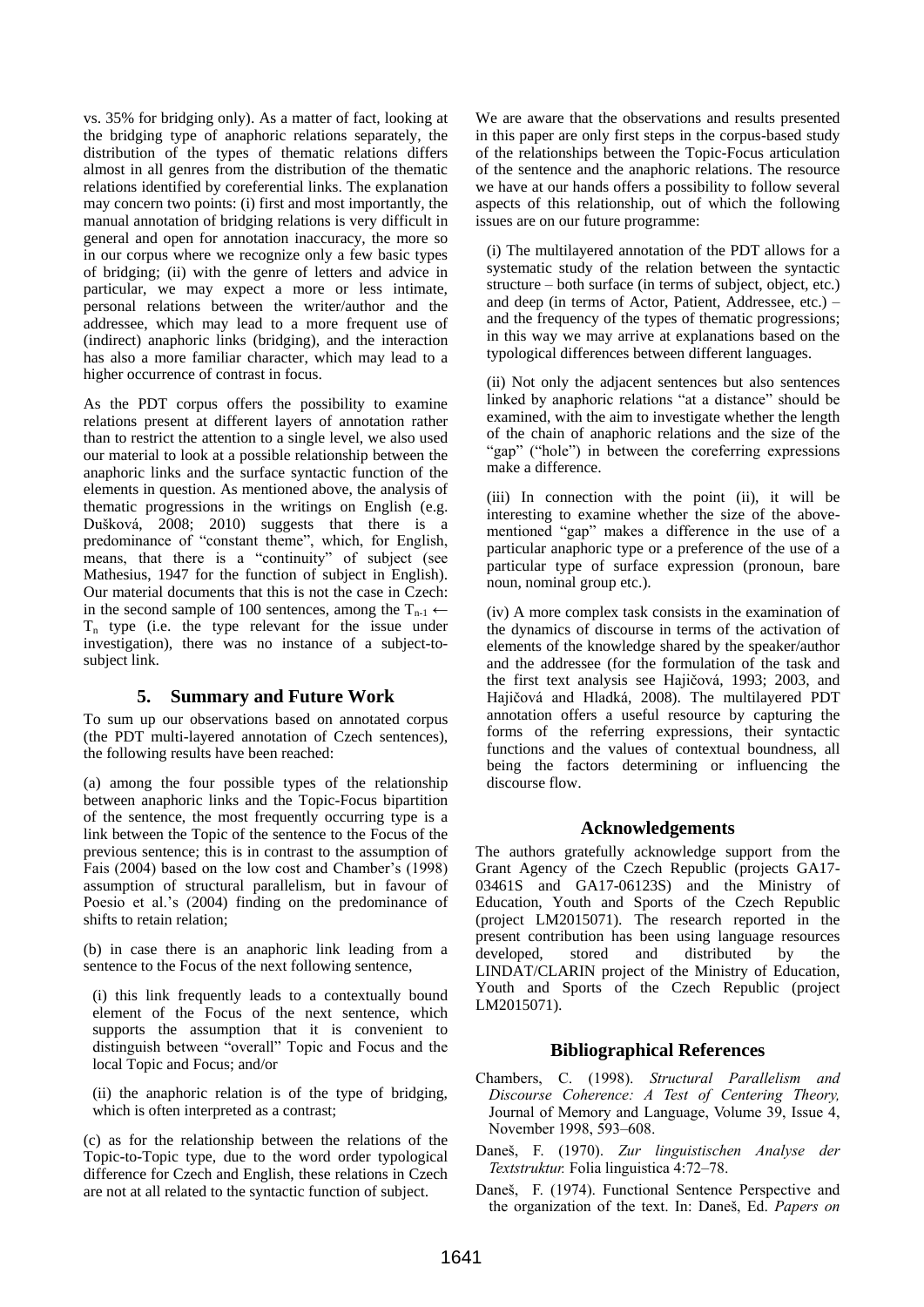vs. 35% for bridging only). As a matter of fact, looking at the bridging type of anaphoric relations separately, the distribution of the types of thematic relations differs almost in all genres from the distribution of the thematic relations identified by coreferential links. The explanation may concern two points: (i) first and most importantly, the manual annotation of bridging relations is very difficult in general and open for annotation inaccuracy, the more so in our corpus where we recognize only a few basic types of bridging; (ii) with the genre of letters and advice in particular, we may expect a more or less intimate, personal relations between the writer/author and the addressee, which may lead to a more frequent use of (indirect) anaphoric links (bridging), and the interaction has also a more familiar character, which may lead to a higher occurrence of contrast in focus.

As the PDT corpus offers the possibility to examine relations present at different layers of annotation rather than to restrict the attention to a single level, we also used our material to look at a possible relationship between the anaphoric links and the surface syntactic function of the elements in question. As mentioned above, the analysis of thematic progressions in the writings on English (e.g. Dušková, 2008; 2010) suggests that there is a predominance of "constant theme", which, for English, means, that there is a "continuity" of subject (see Mathesius, 1947 for the function of subject in English). Our material documents that this is not the case in Czech: in the second sample of 100 sentences, among the $T_{n-1} \leftarrow T_n$ type (i.e. the type relevant for the issue under investigation), there was no instance of a subject-to-subject link.

## 5. Summary and Future Work

To sum up our observations based on annotated corpus (the PDT multi-layered annotation of Czech sentences), the following results have been reached:

(a) among the four possible types of the relationship between anaphoric links and the Topic-Focus bipartition of the sentence, the most frequently occurring type is a link between the Topic of the sentence to the Focus of the previous sentence; this is in contrast to the assumption of Fais (2004) based on the low cost and Chamber's (1998) assumption of structural parallelism, but in favour of Poesio et al.'s (2004) finding on the predominance of shifts to retain relation;

(b) in case there is an anaphoric link leading from a sentence to the Focus of the next following sentence,

(i) this link frequently leads to a contextually bound element of the Focus of the next sentence, which supports the assumption that it is convenient to distinguish between "overall" Topic and Focus and the local Topic and Focus; and/or

(ii) the anaphoric relation is of the type of bridging, which is often interpreted as a contrast;

(c) as for the relationship between the relations of the Topic-to-Topic type, due to the word order typological difference for Czech and English, these relations in Czech are not at all related to the syntactic function of subject.

We are aware that the observations and results presented in this paper are only first steps in the corpus-based study of the relationships between the Topic-Focus articulation of the sentence and the anaphoric relations. The resource we have at our hands offers a possibility to follow several aspects of this relationship, out of which the following issues are on our future programme:

(i) The multilayered annotation of the PDT allows for a systematic study of the relation between the syntactic structure – both surface (in terms of subject, object, etc.) and deep (in terms of Actor, Patient, Addressee, etc.) – and the frequency of the types of thematic progressions; in this way we may arrive at explanations based on the typological differences between different languages.

(ii) Not only the adjacent sentences but also sentences linked by anaphoric relations "at a distance" should be examined, with the aim to investigate whether the length of the chain of anaphoric relations and the size of the "gap" ("hole") in between the coreferring expressions make a difference.

(iii) In connection with the point (ii), it will be interesting to examine whether the size of the above-mentioned "gap" makes a difference in the use of a particular anaphoric type or a preference of the use of a particular type of surface expression (pronoun, bare noun, nominal group etc.).

(iv) A more complex task consists in the examination of the dynamics of discourse in terms of the activation of elements of the knowledge shared by the speaker/author and the addressee (for the formulation of the task and the first text analysis see Hajičová, 1993; 2003, and Hajičová and Hladká, 2008). The multilayered PDT annotation offers a useful resource by capturing the forms of the referring expressions, their syntactic functions and the values of contextual boundness, all being the factors determining or influencing the discourse flow.

## Acknowledgements

The authors gratefully acknowledge support from the Grant Agency of the Czech Republic (projects GA17-03461S and GA17-06123S) and the Ministry of Education, Youth and Sports of the Czech Republic (project LM2015071). The research reported in the present contribution has been using language resources developed, stored and distributed by the LINDAT/CLARIN project of the Ministry of Education, Youth and Sports of the Czech Republic (project LM2015071).

## Bibliographical References

Chambers, C. (1998). *Structural Parallelism and Discourse Coherence: A Test of Centering Theory,* Journal of Memory and Language, Volume 39, Issue 4, November 1998, 593–608.

Daneš, F. (1970). *Zur linguistischen Analyse der Textstruktur.* Folia linguistica 4:72–78.

Daneš, F. (1974). Functional Sentence Perspective and the organization of the text. In: Daneš, Ed. *Papers on*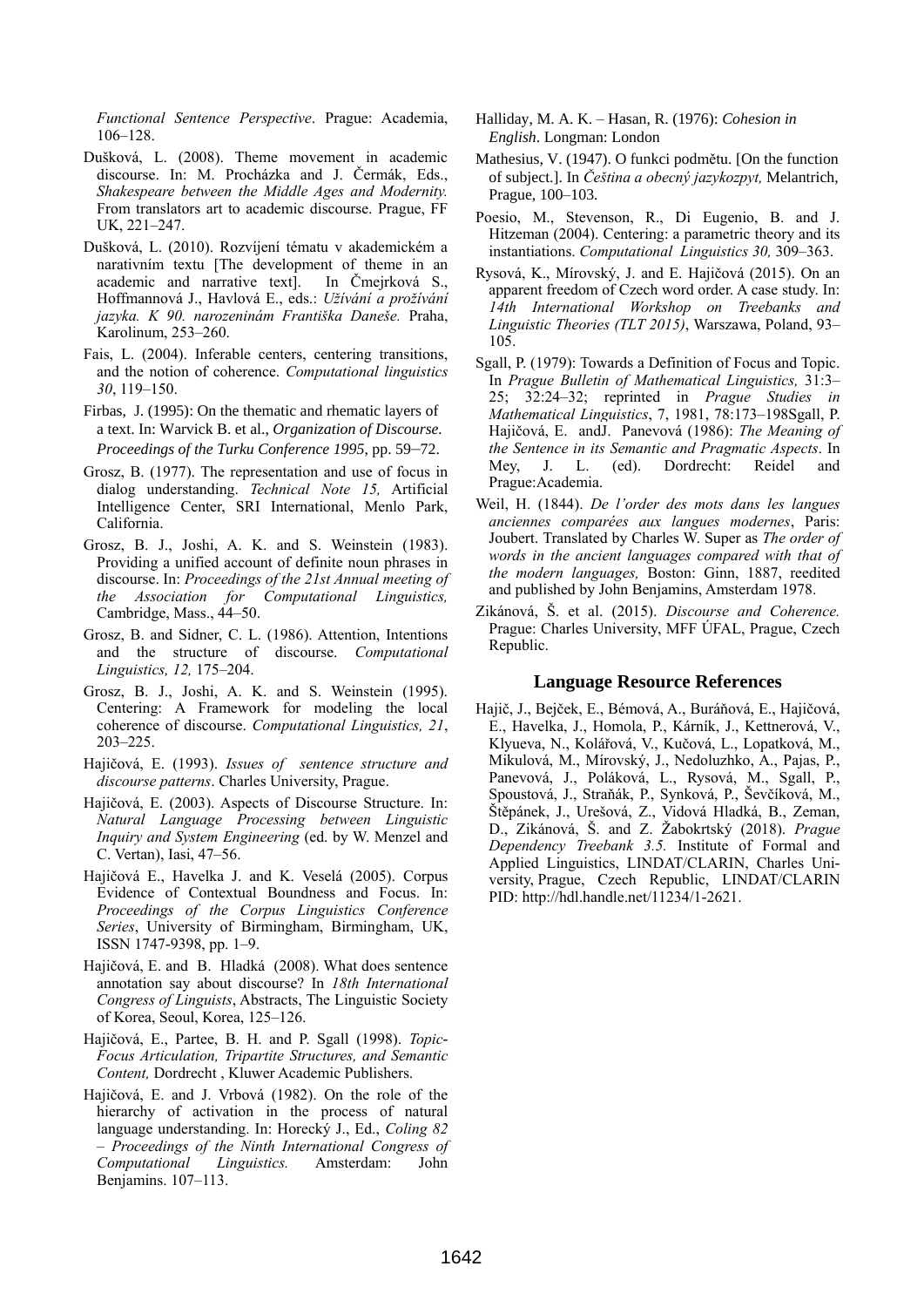*Functional Sentence Perspective*. Prague: Academia, 106–128.

Dušková, L. (2008). Theme movement in academic discourse. In: M. Procházka and J. Čermák, Eds., *Shakespeare between the Middle Ages and Modernity.* From translators art to academic discourse. Prague, FF UK, 221–247.

Dušková, L. (2010). Rozvíjení tématu v akademickém a narativním textu [The development of theme in an academic and narrative text]. In Čmejrková S., Hoffmannová J., Havlová E., eds.: *Užívání a prožívání jazyka. K 90. narozeninám Františka Daneše.* Praha, Karolinum, 253–260.

Fais, L. (2004). Inferable centers, centering transitions, and the notion of coherence. *Computational linguistics 30*, 119–150.

Firbas, J. (1995): On the thematic and rhematic layers of a text. In: Warvick B. et al., *Organization of Discourse. Proceedings of the Turku Conference 1995*, pp. 59–72.

Grosz, B. (1977). The representation and use of focus in dialog understanding. *Technical Note 15,* Artificial Intelligence Center, SRI International, Menlo Park, California.

Grosz, B. J., Joshi, A. K. and S. Weinstein (1983). Providing a unified account of definite noun phrases in discourse. In: *Proceedings of the 21st Annual meeting of the Association for Computational Linguistics,* Cambridge, Mass., 44–50.

Grosz, B. and Sidner, C. L. (1986). Attention, Intentions and the structure of discourse. *Computational Linguistics, 12,* 175–204.

Grosz, B. J., Joshi, A. K. and S. Weinstein (1995). Centering: A Framework for modeling the local coherence of discourse. *Computational Linguistics, 21*, 203–225.

Hajičová, E. (1993). *Issues of sentence structure and discourse patterns*. Charles University, Prague.

Hajičová, E. (2003). Aspects of Discourse Structure. In: *Natural Language Processing between Linguistic Inquiry and System Engineering* (ed. by W. Menzel and C. Vertan), Iasi, 47–56.

Hajičová E., Havelka J. and K. Veselá (2005). Corpus Evidence of Contextual Boundness and Focus. In: *Proceedings of the Corpus Linguistics Conference Series*, University of Birmingham, Birmingham, UK, ISSN 1747-9398, pp. 1–9.

Hajičová, E. and B. Hladká (2008). What does sentence annotation say about discourse? In *18th International Congress of Linguists*, Abstracts, The Linguistic Society of Korea, Seoul, Korea, 125–126.

Hajičová, E., Partee, B. H. and P. Sgall (1998). *Topic-Focus Articulation, Tripartite Structures, and Semantic Content,* Dordrecht , Kluwer Academic Publishers.

Hajičová, E. and J. Vrbová (1982). On the role of the hierarchy of activation in the process of natural language understanding. In: Horecký J., Ed., *Coling 82 – Proceedings of the Ninth International Congress of Computational Linguistics.* Amsterdam: John Benjamins. 107–113.

Halliday, M. A. K. – Hasan, R. (1976): *Cohesion in English*. Longman: London

Mathesius, V. (1947). O funkci podmětu. [On the function of subject.]. In *Čeština a obecný jazykozpyt,* Melantrich, Prague, 100–103.

Poesio, M., Stevenson, R., Di Eugenio, B. and J. Hitzeman (2004). Centering: a parametric theory and its instantiations. *Computational Linguistics 30,* 309–363.

Rysová, K., Mírovský, J. and E. Hajičová (2015). On an apparent freedom of Czech word order. A case study. In: *14th International Workshop on Treebanks and Linguistic Theories (TLT 2015)*, Warszawa, Poland, 93–105.

Sgall, P. (1979): Towards a Definition of Focus and Topic. In *Prague Bulletin of Mathematical Linguistics,* 31:3–25; 32:24–32; reprinted in *Prague Studies in Mathematical Linguistics*, 7, 1981, 78:173–198Sgall, P. Hajičová, E. andJ. Panevová (1986): *The Meaning of the Sentence in its Semantic and Pragmatic Aspects*. In Mey, J. L. (ed). Dordrecht: Reidel and Prague:Academia.

Weil, H. (1844). *De l'order des mots dans les langues anciennes comparées aux langues modernes*, Paris: Joubert. Translated by Charles W. Super as *The order of words in the ancient languages compared with that of the modern languages,* Boston: Ginn, 1887, reedited and published by John Benjamins, Amsterdam 1978.

Zikánová, Š. et al. (2015). *Discourse and Coherence.* Prague: Charles University, MFF ÚFAL, Prague, Czech Republic.

## Language Resource References

Hajič, J., Bejček, E., Bémová, A., Buráňová, E., Hajičová, E., Havelka, J., Homola, P., Kárník, J., Kettnerová, V., Klyueva, N., Kolářová, V., Kučová, L., Lopatková, M., Mikulová, M., Mírovský, J., Nedoluzhko, A., Pajas, P., Panevová, J., Poláková, L., Rysová, M., Sgall, P., Spoustová, J., Straňák, P., Synková, P., Ševčíková, M., Štěpánek, J., Urešová, Z., Vidová Hladká, B., Zeman, D., Zikánová, Š. and Z. Žabokrtský (2018). *Prague Dependency Treebank 3.5.* Institute of Formal and Applied Linguistics, LINDAT/CLARIN, Charles University, Prague, Czech Republic, LINDAT/CLARIN PID: http://hdl.handle.net/11234/1-2621.